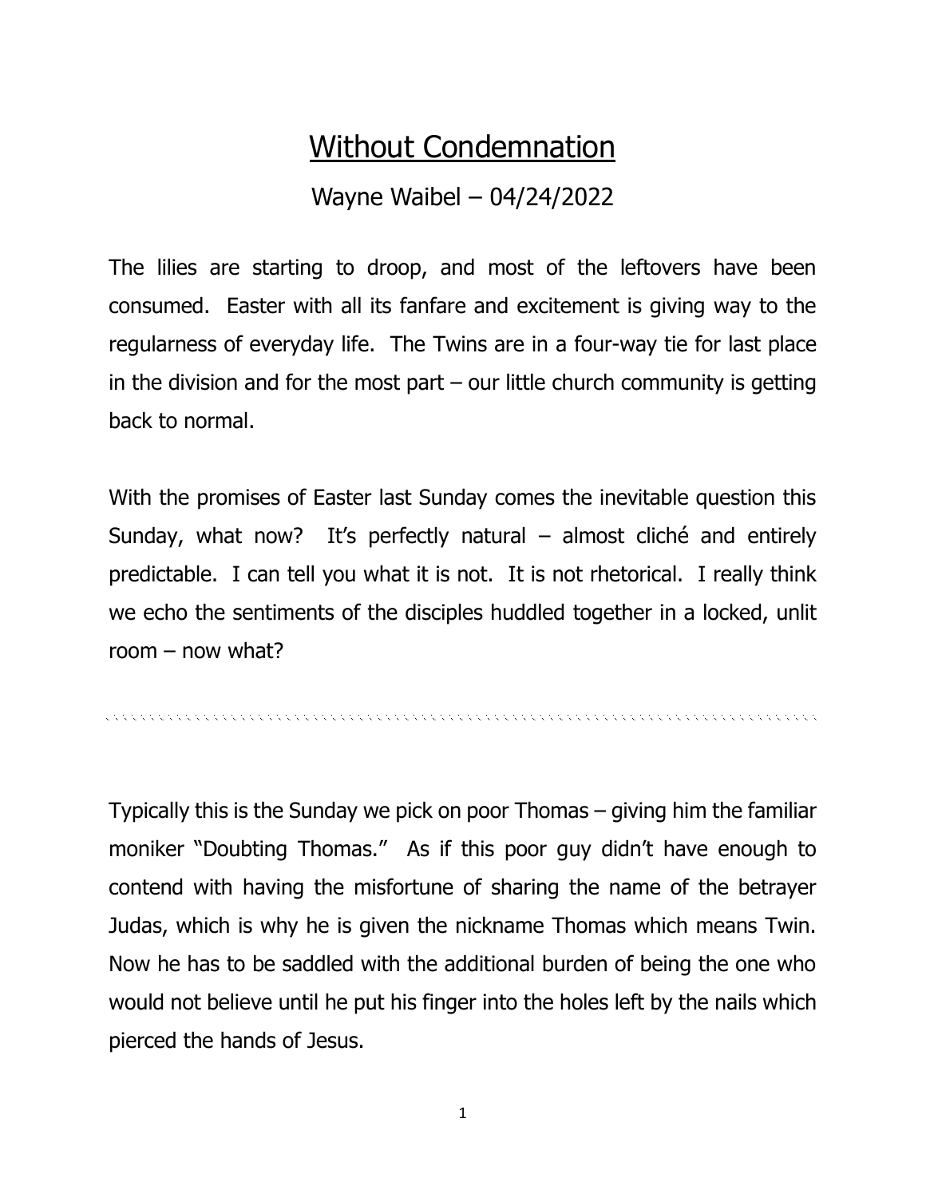# Without Condemnation

Wayne Waibel – 04/24/2022

The lilies are starting to droop, and most of the leftovers have been consumed. Easter with all its fanfare and excitement is giving way to the regularness of everyday life. The Twins are in a four-way tie for last place in the division and for the most part – our little church community is getting back to normal.

With the promises of Easter last Sunday comes the inevitable question this Sunday, what now? It's perfectly natural – almost cliché and entirely predictable. I can tell you what it is not. It is not rhetorical. I really think we echo the sentiments of the disciples huddled together in a locked, unlit room – now what?

---

Typically this is the Sunday we pick on poor Thomas – giving him the familiar moniker "Doubting Thomas." As if this poor guy didn't have enough to contend with having the misfortune of sharing the name of the betrayer Judas, which is why he is given the nickname Thomas which means Twin. Now he has to be saddled with the additional burden of being the one who would not believe until he put his finger into the holes left by the nails which pierced the hands of Jesus.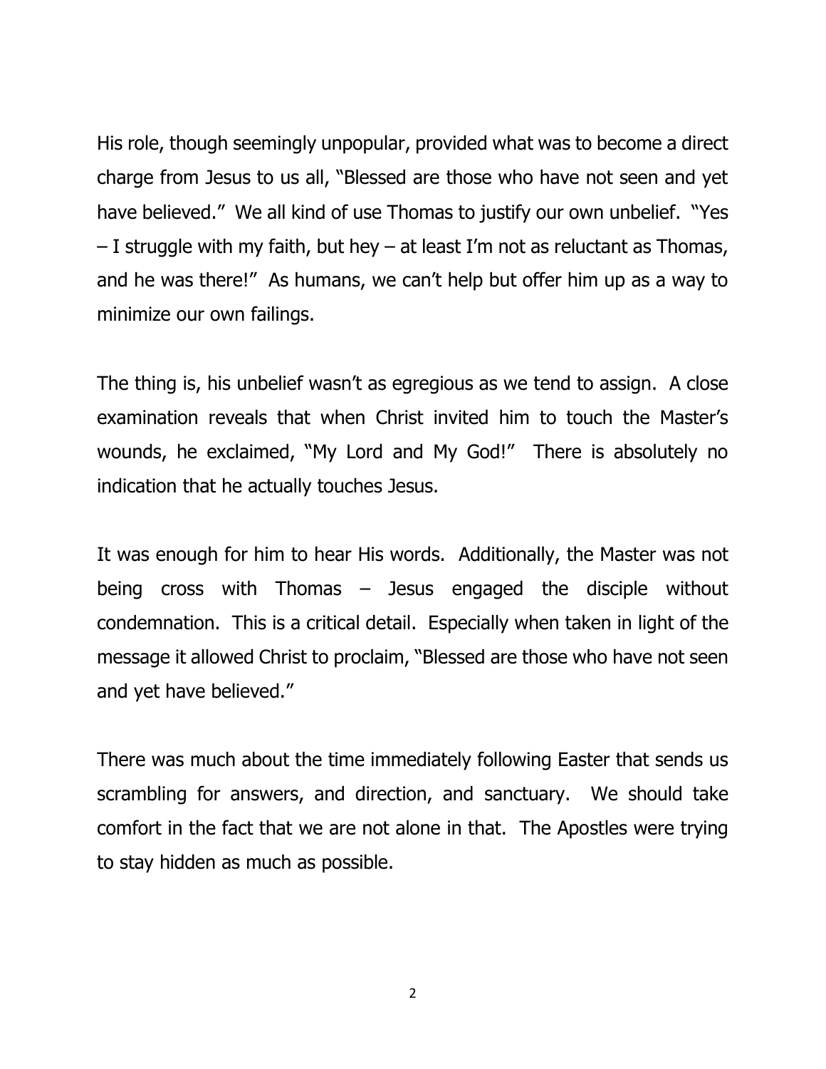His role, though seemingly unpopular, provided what was to become a direct charge from Jesus to us all, "Blessed are those who have not seen and yet have believed." We all kind of use Thomas to justify our own unbelief. "Yes – I struggle with my faith, but hey – at least I'm not as reluctant as Thomas, and he was there!" As humans, we can't help but offer him up as a way to minimize our own failings.

The thing is, his unbelief wasn't as egregious as we tend to assign. A close examination reveals that when Christ invited him to touch the Master's wounds, he exclaimed, "My Lord and My God!" There is absolutely no indication that he actually touches Jesus.

It was enough for him to hear His words. Additionally, the Master was not being cross with Thomas – Jesus engaged the disciple without condemnation. This is a critical detail. Especially when taken in light of the message it allowed Christ to proclaim, "Blessed are those who have not seen and yet have believed."

There was much about the time immediately following Easter that sends us scrambling for answers, and direction, and sanctuary. We should take comfort in the fact that we are not alone in that. The Apostles were trying to stay hidden as much as possible.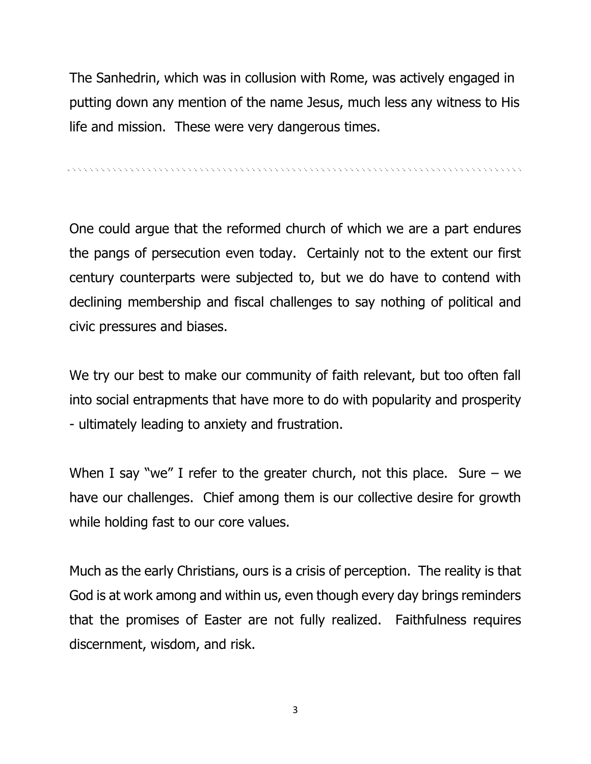The Sanhedrin, which was in collusion with Rome, was actively engaged in putting down any mention of the name Jesus, much less any witness to His life and mission. These were very dangerous times.

---

One could argue that the reformed church of which we are a part endures the pangs of persecution even today. Certainly not to the extent our first century counterparts were subjected to, but we do have to contend with declining membership and fiscal challenges to say nothing of political and civic pressures and biases.

We try our best to make our community of faith relevant, but too often fall into social entrapments that have more to do with popularity and prosperity - ultimately leading to anxiety and frustration.

When I say "we" I refer to the greater church, not this place. Sure – we have our challenges. Chief among them is our collective desire for growth while holding fast to our core values.

Much as the early Christians, ours is a crisis of perception. The reality is that God is at work among and within us, even though every day brings reminders that the promises of Easter are not fully realized. Faithfulness requires discernment, wisdom, and risk.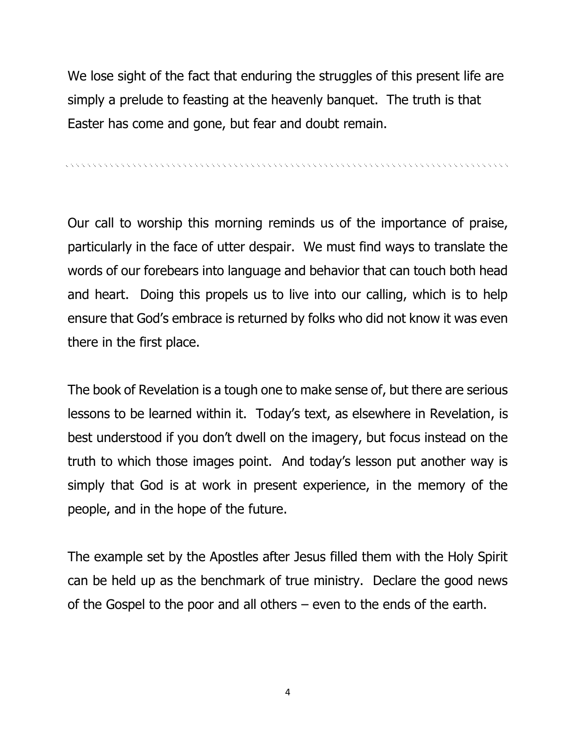We lose sight of the fact that enduring the struggles of this present life are simply a prelude to feasting at the heavenly banquet. The truth is that Easter has come and gone, but fear and doubt remain.

---

Our call to worship this morning reminds us of the importance of praise, particularly in the face of utter despair. We must find ways to translate the words of our forebears into language and behavior that can touch both head and heart. Doing this propels us to live into our calling, which is to help ensure that God's embrace is returned by folks who did not know it was even there in the first place.

The book of Revelation is a tough one to make sense of, but there are serious lessons to be learned within it. Today's text, as elsewhere in Revelation, is best understood if you don't dwell on the imagery, but focus instead on the truth to which those images point. And today's lesson put another way is simply that God is at work in present experience, in the memory of the people, and in the hope of the future.

The example set by the Apostles after Jesus filled them with the Holy Spirit can be held up as the benchmark of true ministry. Declare the good news of the Gospel to the poor and all others – even to the ends of the earth.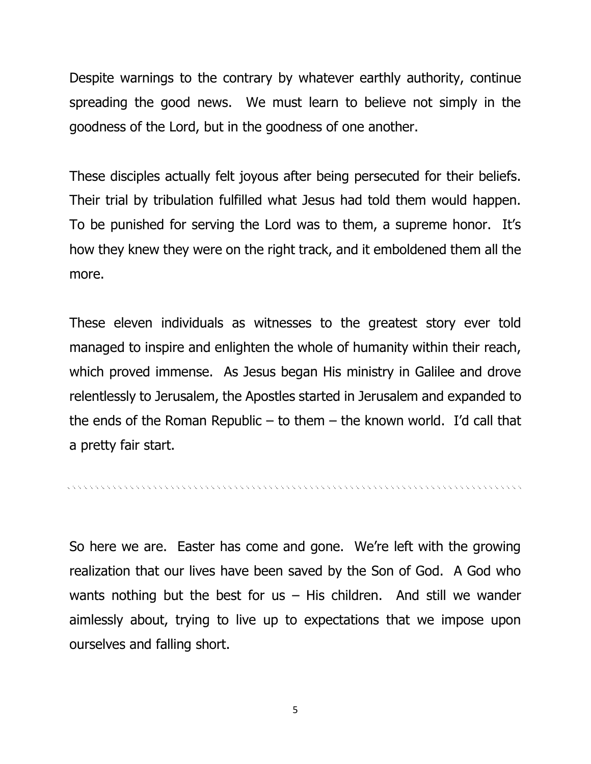Despite warnings to the contrary by whatever earthly authority, continue spreading the good news. We must learn to believe not simply in the goodness of the Lord, but in the goodness of one another.

These disciples actually felt joyous after being persecuted for their beliefs. Their trial by tribulation fulfilled what Jesus had told them would happen. To be punished for serving the Lord was to them, a supreme honor. It's how they knew they were on the right track, and it emboldened them all the more.

These eleven individuals as witnesses to the greatest story ever told managed to inspire and enlighten the whole of humanity within their reach, which proved immense. As Jesus began His ministry in Galilee and drove relentlessly to Jerusalem, the Apostles started in Jerusalem and expanded to the ends of the Roman Republic – to them – the known world. I'd call that a pretty fair start.

---

So here we are. Easter has come and gone. We're left with the growing realization that our lives have been saved by the Son of God. A God who wants nothing but the best for us – His children. And still we wander aimlessly about, trying to live up to expectations that we impose upon ourselves and falling short.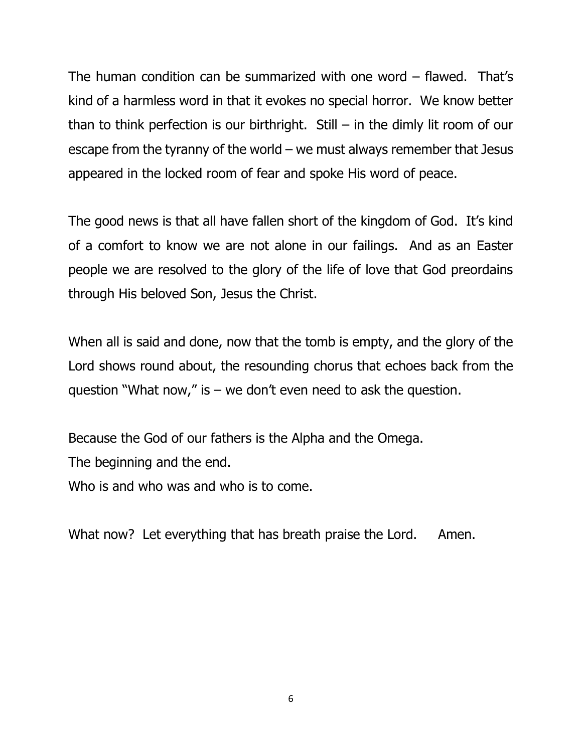The human condition can be summarized with one word – flawed. That's kind of a harmless word in that it evokes no special horror. We know better than to think perfection is our birthright. Still – in the dimly lit room of our escape from the tyranny of the world – we must always remember that Jesus appeared in the locked room of fear and spoke His word of peace.

The good news is that all have fallen short of the kingdom of God. It's kind of a comfort to know we are not alone in our failings. And as an Easter people we are resolved to the glory of the life of love that God preordains through His beloved Son, Jesus the Christ.

When all is said and done, now that the tomb is empty, and the glory of the Lord shows round about, the resounding chorus that echoes back from the question "What now," is – we don't even need to ask the question.

Because the God of our fathers is the Alpha and the Omega.
The beginning and the end.
Who is and who was and who is to come.

What now? Let everything that has breath praise the Lord. Amen.